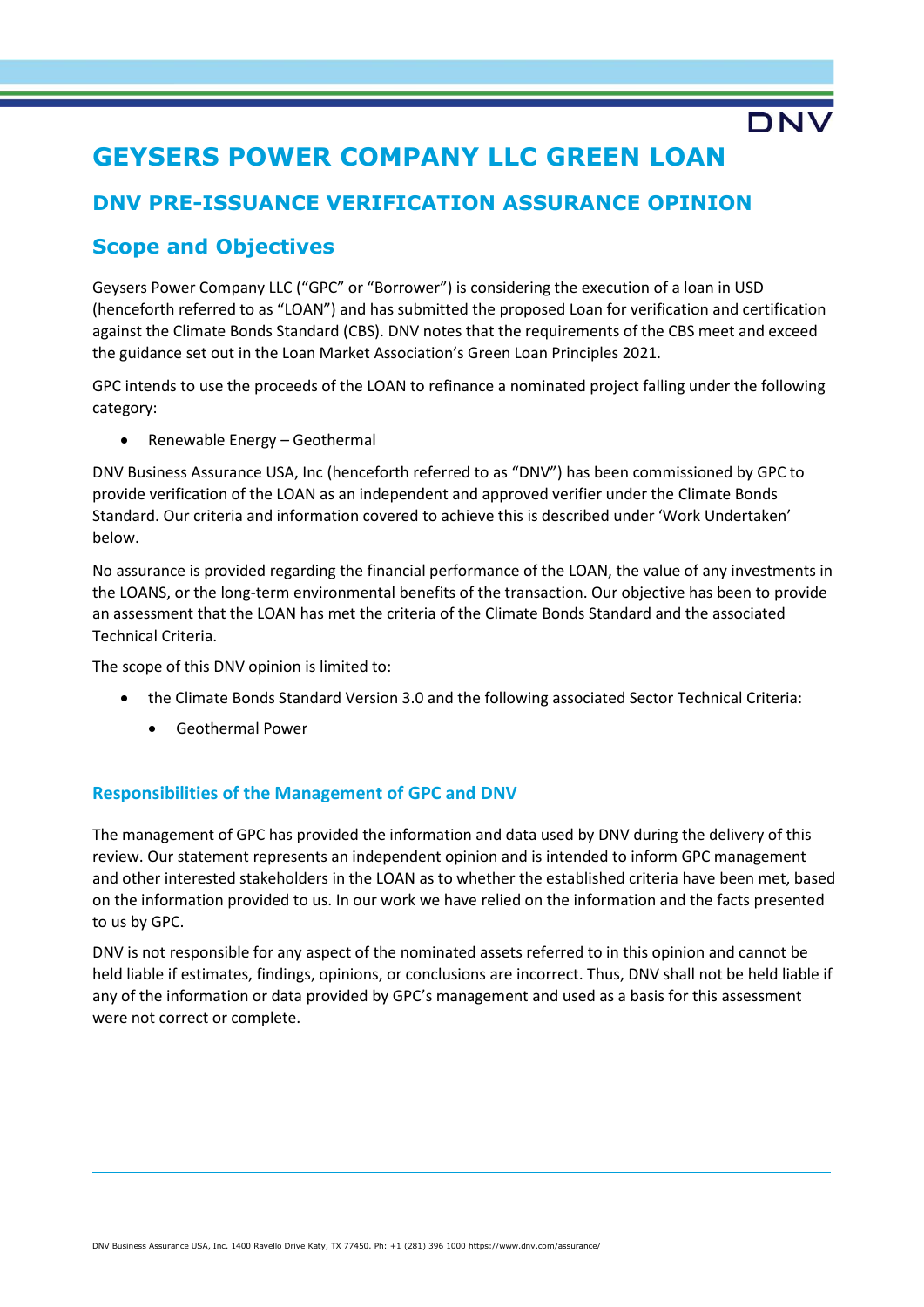# GEYSERS POWER COMPANY LLC GREEN LOAN

## DNV PRE-ISSUANCE VERIFICATION ASSURANCE OPINION

## Scope and Objectives

Geysers Power Company LLC ("GPC" or "Borrower") is considering the execution of a loan in USD (henceforth referred to as "LOAN") and has submitted the proposed Loan for verification and certification against the Climate Bonds Standard (CBS). DNV notes that the requirements of the CBS meet and exceed the guidance set out in the Loan Market Association's Green Loan Principles 2021.

GPC intends to use the proceeds of the LOAN to refinance a nominated project falling under the following category:

- Renewable Energy – Geothermal

DNV Business Assurance USA, Inc (henceforth referred to as "DNV") has been commissioned by GPC to provide verification of the LOAN as an independent and approved verifier under the Climate Bonds Standard. Our criteria and information covered to achieve this is described under 'Work Undertaken' below.

No assurance is provided regarding the financial performance of the LOAN, the value of any investments in the LOANS, or the long-term environmental benefits of the transaction. Our objective has been to provide an assessment that the LOAN has met the criteria of the Climate Bonds Standard and the associated Technical Criteria.

The scope of this DNV opinion is limited to:

- the Climate Bonds Standard Version 3.0 and the following associated Sector Technical Criteria:
  - Geothermal Power

### Responsibilities of the Management of GPC and DNV

The management of GPC has provided the information and data used by DNV during the delivery of this review. Our statement represents an independent opinion and is intended to inform GPC management and other interested stakeholders in the LOAN as to whether the established criteria have been met, based on the information provided to us. In our work we have relied on the information and the facts presented to us by GPC.

DNV is not responsible for any aspect of the nominated assets referred to in this opinion and cannot be held liable if estimates, findings, opinions, or conclusions are incorrect. Thus, DNV shall not be held liable if any of the information or data provided by GPC's management and used as a basis for this assessment were not correct or complete.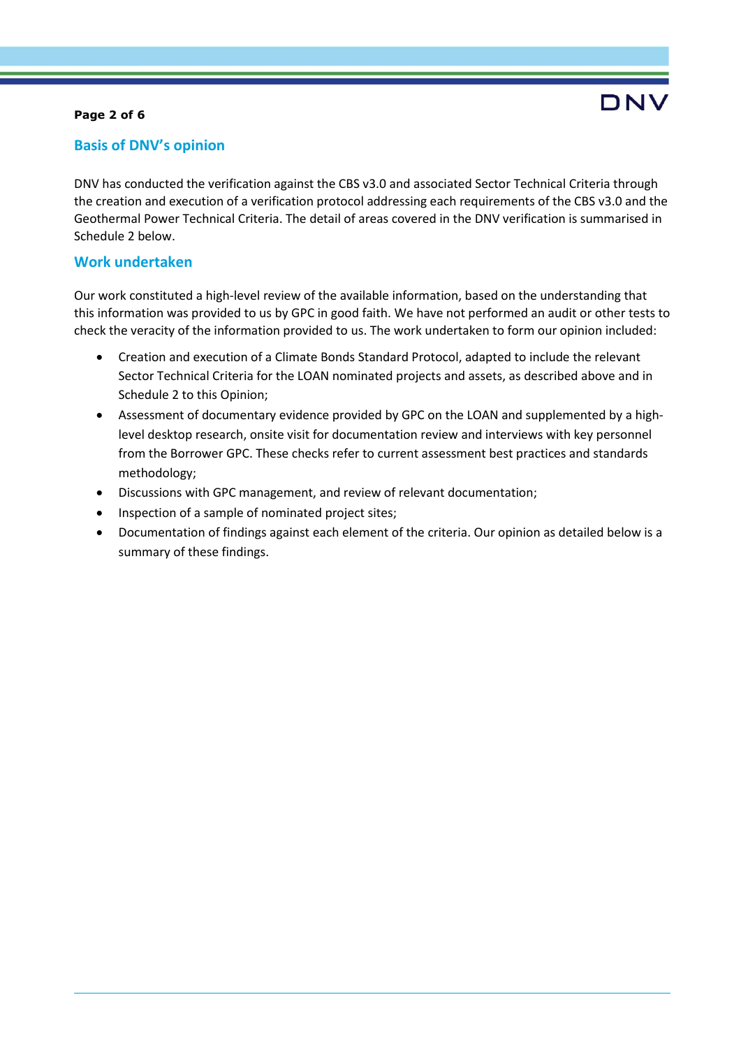## Basis of DNV's opinion

DNV has conducted the verification against the CBS v3.0 and associated Sector Technical Criteria through the creation and execution of a verification protocol addressing each requirements of the CBS v3.0 and the Geothermal Power Technical Criteria. The detail of areas covered in the DNV verification is summarised in Schedule 2 below.

## Work undertaken

Our work constituted a high-level review of the available information, based on the understanding that this information was provided to us by GPC in good faith. We have not performed an audit or other tests to check the veracity of the information provided to us. The work undertaken to form our opinion included:

- Creation and execution of a Climate Bonds Standard Protocol, adapted to include the relevant Sector Technical Criteria for the LOAN nominated projects and assets, as described above and in Schedule 2 to this Opinion;
- Assessment of documentary evidence provided by GPC on the LOAN and supplemented by a high-level desktop research, onsite visit for documentation review and interviews with key personnel from the Borrower GPC. These checks refer to current assessment best practices and standards methodology;
- Discussions with GPC management, and review of relevant documentation;
- Inspection of a sample of nominated project sites;
- Documentation of findings against each element of the criteria. Our opinion as detailed below is a summary of these findings.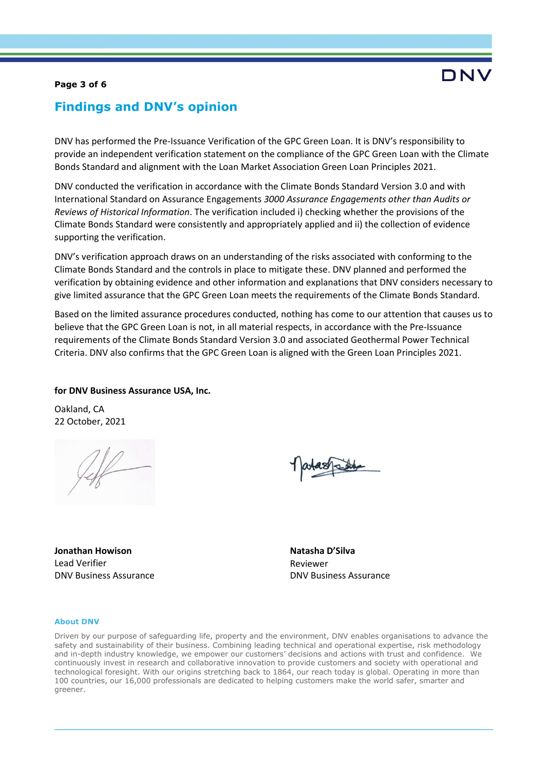## Findings and DNV's opinion

DNV has performed the Pre-Issuance Verification of the GPC Green Loan. It is DNV's responsibility to provide an independent verification statement on the compliance of the GPC Green Loan with the Climate Bonds Standard and alignment with the Loan Market Association Green Loan Principles 2021.

DNV conducted the verification in accordance with the Climate Bonds Standard Version 3.0 and with International Standard on Assurance Engagements *3000 Assurance Engagements other than Audits or Reviews of Historical Information*. The verification included i) checking whether the provisions of the Climate Bonds Standard were consistently and appropriately applied and ii) the collection of evidence supporting the verification.

DNV's verification approach draws on an understanding of the risks associated with conforming to the Climate Bonds Standard and the controls in place to mitigate these. DNV planned and performed the verification by obtaining evidence and other information and explanations that DNV considers necessary to give limited assurance that the GPC Green Loan meets the requirements of the Climate Bonds Standard.

Based on the limited assurance procedures conducted, nothing has come to our attention that causes us to believe that the GPC Green Loan is not, in all material respects, in accordance with the Pre-Issuance requirements of the Climate Bonds Standard Version 3.0 and associated Geothermal Power Technical Criteria. DNV also confirms that the GPC Green Loan is aligned with the Green Loan Principles 2021.

**for DNV Business Assurance USA, Inc.**

Oakland, CA
22 October, 2021

**Jonathan Howison**
Lead Verifier
DNV Business Assurance

**Natasha D'Silva**
Reviewer
DNV Business Assurance

**About DNV**

Driven by our purpose of safeguarding life, property and the environment, DNV enables organisations to advance the safety and sustainability of their business. Combining leading technical and operational expertise, risk methodology and in-depth industry knowledge, we empower our customers' decisions and actions with trust and confidence. We continuously invest in research and collaborative innovation to provide customers and society with operational and technological foresight. With our origins stretching back to 1864, our reach today is global. Operating in more than 100 countries, our 16,000 professionals are dedicated to helping customers make the world safer, smarter and greener.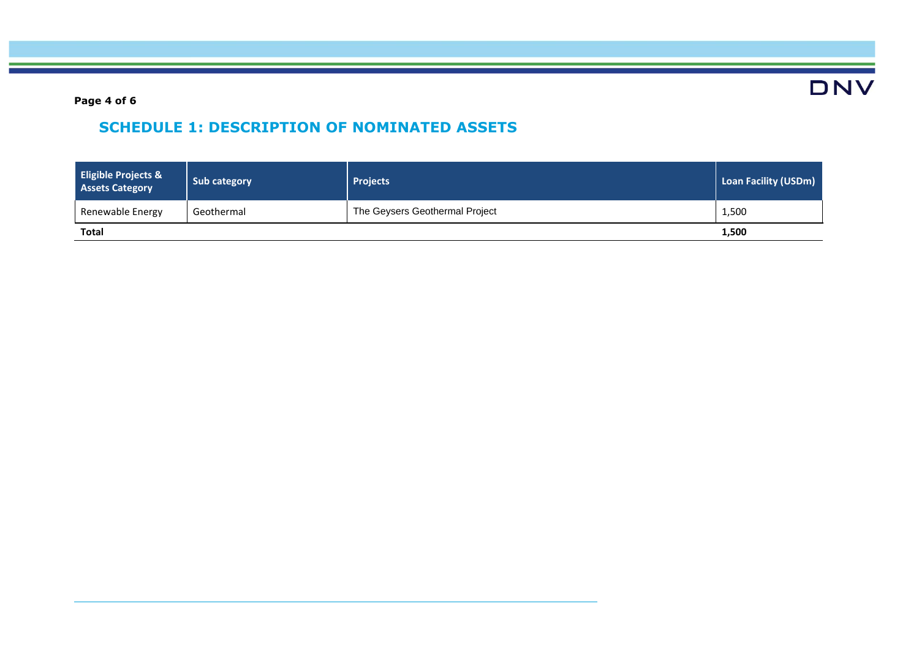## SCHEDULE 1: DESCRIPTION OF NOMINATED ASSETS

| Eligible Projects & Assets Category | Sub category | Projects | Loan Facility (USDm) |
|---|---|---|---|
| Renewable Energy | Geothermal | The Geysers Geothermal Project | 1,500 |
| **Total** | | | **1,500** |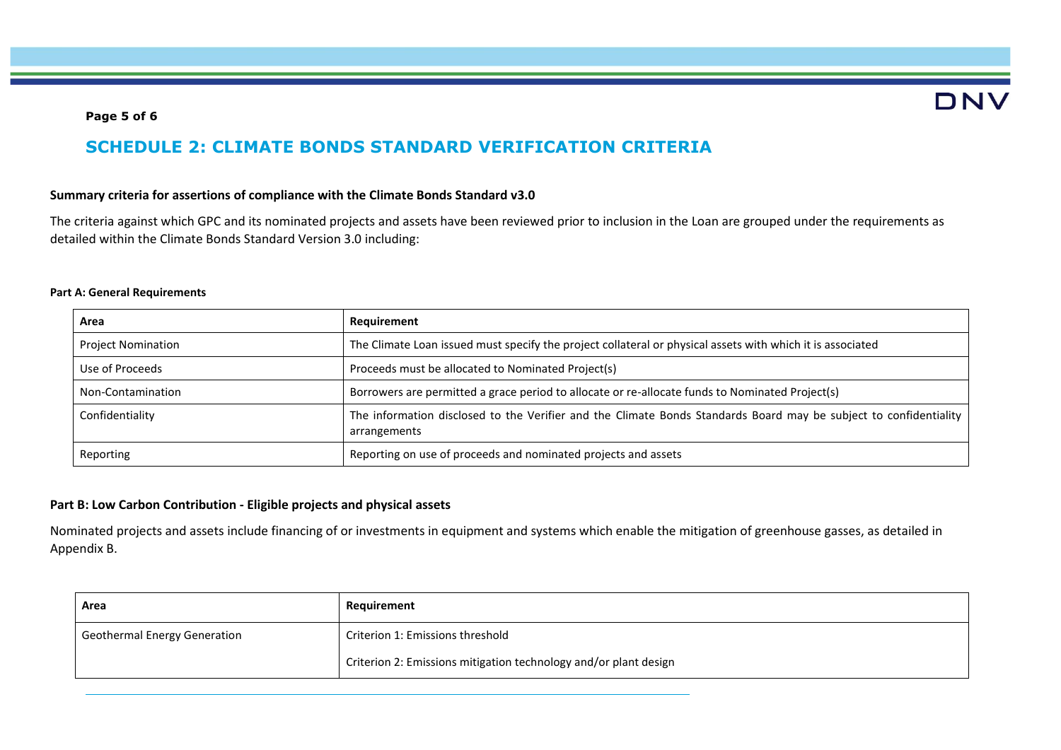## SCHEDULE 2: CLIMATE BONDS STANDARD VERIFICATION CRITERIA

**Summary criteria for assertions of compliance with the Climate Bonds Standard v3.0**

The criteria against which GPC and its nominated projects and assets have been reviewed prior to inclusion in the Loan are grouped under the requirements as detailed within the Climate Bonds Standard Version 3.0 including:

**Part A: General Requirements**

| Area | Requirement |
|---|---|
| Project Nomination | The Climate Loan issued must specify the project collateral or physical assets with which it is associated |
| Use of Proceeds | Proceeds must be allocated to Nominated Project(s) |
| Non-Contamination | Borrowers are permitted a grace period to allocate or re-allocate funds to Nominated Project(s) |
| Confidentiality | The information disclosed to the Verifier and the Climate Bonds Standards Board may be subject to confidentiality arrangements |
| Reporting | Reporting on use of proceeds and nominated projects and assets |

**Part B: Low Carbon Contribution - Eligible projects and physical assets**

Nominated projects and assets include financing of or investments in equipment and systems which enable the mitigation of greenhouse gasses, as detailed in Appendix B.

| Area | Requirement |
|---|---|
| Geothermal Energy Generation | Criterion 1: Emissions threshold<br>Criterion 2: Emissions mitigation technology and/or plant design |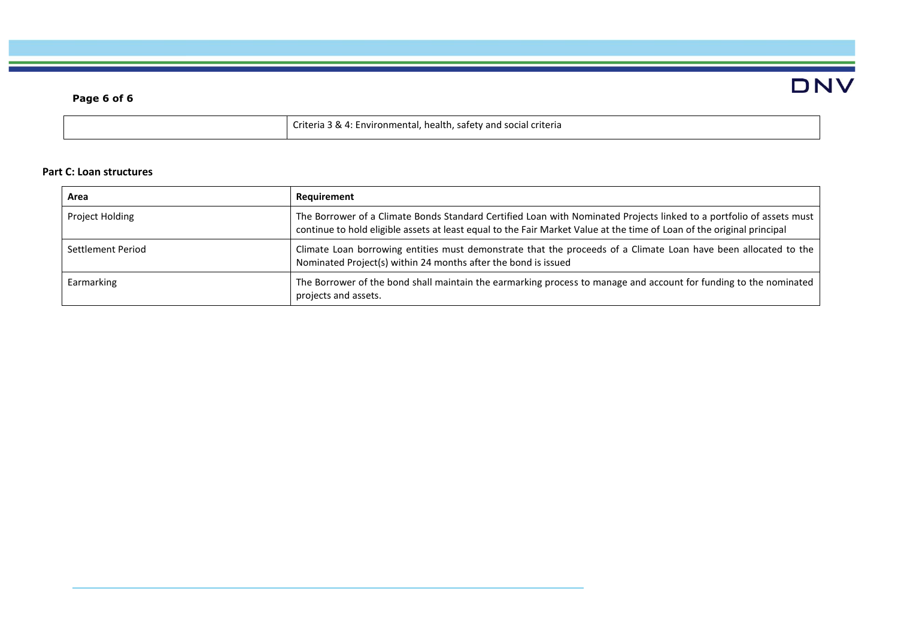| | |
|---|---|
| | Criteria 3 & 4: Environmental, health, safety and social criteria |

**Part C: Loan structures**

| Area | Requirement |
|---|---|
| Project Holding | The Borrower of a Climate Bonds Standard Certified Loan with Nominated Projects linked to a portfolio of assets must continue to hold eligible assets at least equal to the Fair Market Value at the time of Loan of the original principal |
| Settlement Period | Climate Loan borrowing entities must demonstrate that the proceeds of a Climate Loan have been allocated to the Nominated Project(s) within 24 months after the bond is issued |
| Earmarking | The Borrower of the bond shall maintain the earmarking process to manage and account for funding to the nominated projects and assets. |